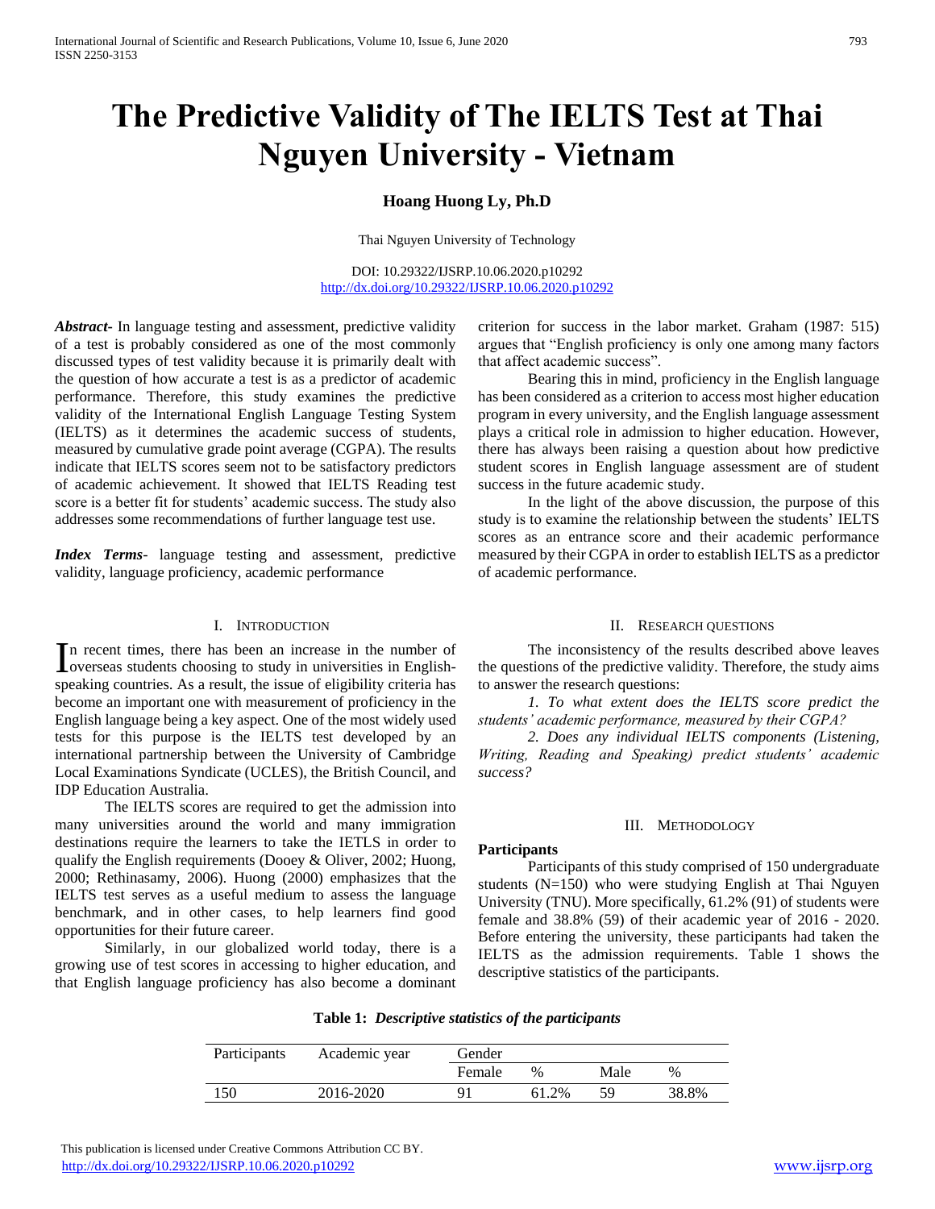# The Predictive Validity of The IELTS Test at Thai Nguyen University - Vietnam

**Hoang Huong Ly, Ph.D**

Thai Nguyen University of Technology

DOI: 10.29322/IJSRP.10.06.2020.p10292
http://dx.doi.org/10.29322/IJSRP.10.06.2020.p10292

***Abstract***- In language testing and assessment, predictive validity of a test is probably considered as one of the most commonly discussed types of test validity because it is primarily dealt with the question of how accurate a test is as a predictor of academic performance. Therefore, this study examines the predictive validity of the International English Language Testing System (IELTS) as it determines the academic success of students, measured by cumulative grade point average (CGPA). The results indicate that IELTS scores seem not to be satisfactory predictors of academic achievement. It showed that IELTS Reading test score is a better fit for students' academic success. The study also addresses some recommendations of further language test use.

***Index Terms***- language testing and assessment, predictive validity, language proficiency, academic performance

## I. Introduction

In recent times, there has been an increase in the number of overseas students choosing to study in universities in English-speaking countries. As a result, the issue of eligibility criteria has become an important one with measurement of proficiency in the English language being a key aspect. One of the most widely used tests for this purpose is the IELTS test developed by an international partnership between the University of Cambridge Local Examinations Syndicate (UCLES), the British Council, and IDP Education Australia.

The IELTS scores are required to get the admission into many universities around the world and many immigration destinations require the learners to take the IETLS in order to qualify the English requirements (Dooey & Oliver, 2002; Huong, 2000; Rethinasamy, 2006). Huong (2000) emphasizes that the IELTS test serves as a useful medium to assess the language benchmark, and in other cases, to help learners find good opportunities for their future career.

Similarly, in our globalized world today, there is a growing use of test scores in accessing to higher education, and that English language proficiency has also become a dominant criterion for success in the labor market. Graham (1987: 515) argues that "English proficiency is only one among many factors that affect academic success".

Bearing this in mind, proficiency in the English language has been considered as a criterion to access most higher education program in every university, and the English language assessment plays a critical role in admission to higher education. However, there has always been raising a question about how predictive student scores in English language assessment are of student success in the future academic study.

In the light of the above discussion, the purpose of this study is to examine the relationship between the students' IELTS scores as an entrance score and their academic performance measured by their CGPA in order to establish IELTS as a predictor of academic performance.

## II. Research questions

The inconsistency of the results described above leaves the questions of the predictive validity. Therefore, the study aims to answer the research questions:

*1. To what extent does the IELTS score predict the students' academic performance, measured by their CGPA?*

*2. Does any individual IELTS components (Listening, Writing, Reading and Speaking) predict students' academic success?*

## III. Methodology

**Participants**

Participants of this study comprised of 150 undergraduate students (N=150) who were studying English at Thai Nguyen University (TNU). More specifically, 61.2% (91) of students were female and 38.8% (59) of their academic year of 2016 - 2020. Before entering the university, these participants had taken the IELTS as the admission requirements. Table 1 shows the descriptive statistics of the participants.

**Table 1:** ***Descriptive statistics of the participants***

| Participants | Academic year | Gender | | | |
|---|---|---|---|---|---|
| | | Female | % | Male | % |
| 150 | 2016-2020 | 91 | 61.2% | 59 | 38.8% |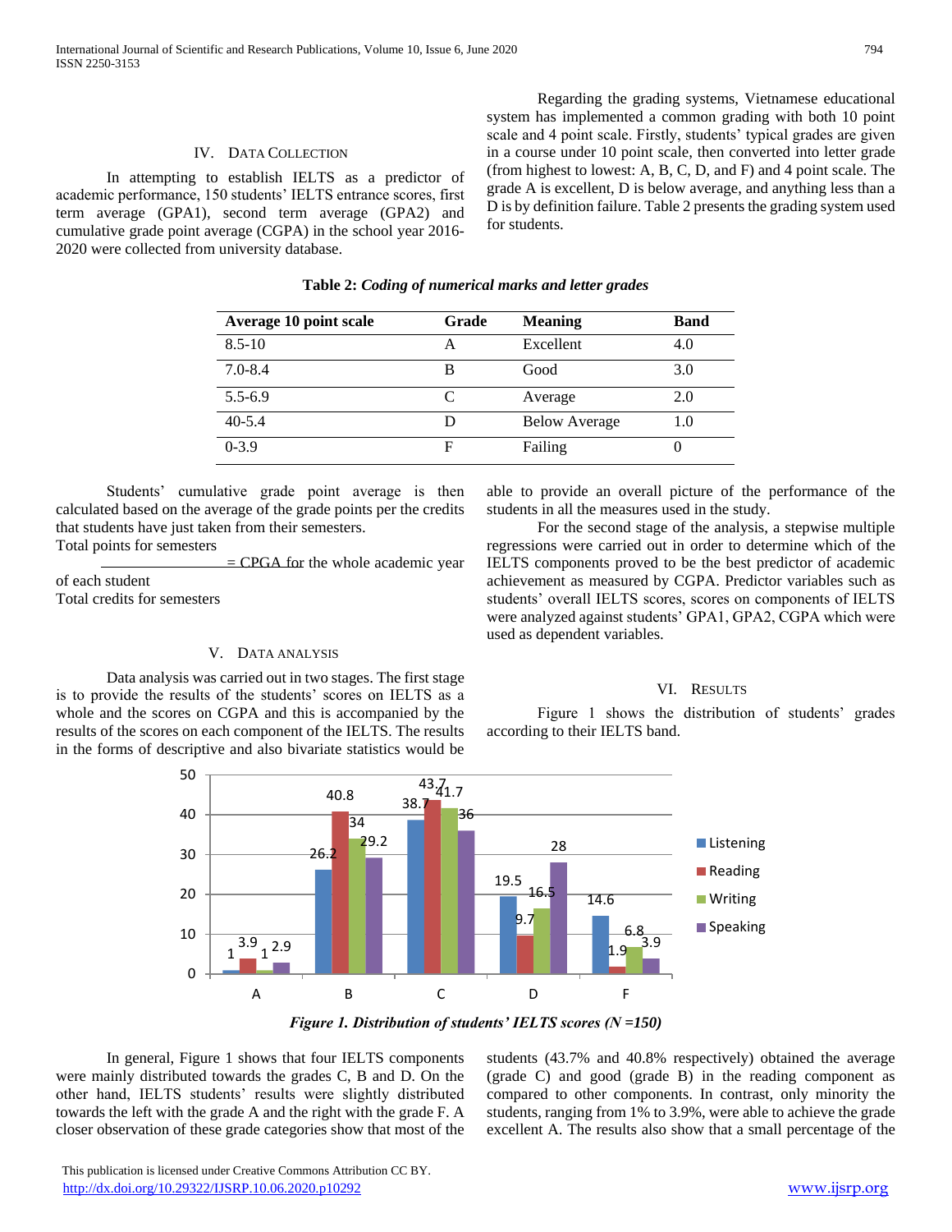## IV. Data Collection

In attempting to establish IELTS as a predictor of academic performance, 150 students' IELTS entrance scores, first term average (GPA1), second term average (GPA2) and cumulative grade point average (CGPA) in the school year 2016-2020 were collected from university database.

Regarding the grading systems, Vietnamese educational system has implemented a common grading with both 10 point scale and 4 point scale. Firstly, students' typical grades are given in a course under 10 point scale, then converted into letter grade (from highest to lowest: A, B, C, D, and F) and 4 point scale. The grade A is excellent, D is below average, and anything less than a D is by definition failure. Table 2 presents the grading system used for students.

**Table 2:** ***Coding of numerical marks and letter grades***

| Average 10 point scale | Grade | Meaning | Band |
|---|---|---|---|
| 8.5-10 | A | Excellent | 4.0 |
| 7.0-8.4 | B | Good | 3.0 |
| 5.5-6.9 | C | Average | 2.0 |
| 40-5.4 | D | Below Average | 1.0 |
| 0-3.9 | F | Failing | 0 |

Students' cumulative grade point average is then calculated based on the average of the grade points per the credits that students have just taken from their semesters.

$$\frac{\text{Total points for semesters}}{\text{Total credits for semesters}} = \text{CPGA for the whole academic year of each student}$$

## V. Data analysis

Data analysis was carried out in two stages. The first stage is to provide the results of the students' scores on IELTS as a whole and the scores on CGPA and this is accompanied by the results of the scores on each component of the IELTS. The results in the forms of descriptive and also bivariate statistics would be able to provide an overall picture of the performance of the students in all the measures used in the study.

For the second stage of the analysis, a stepwise multiple regressions were carried out in order to determine which of the IELTS components proved to be the best predictor of academic achievement as measured by CGPA. Predictor variables such as students' overall IELTS scores, scores on components of IELTS were analyzed against students' GPA1, GPA2, CGPA which were used as dependent variables.

## VI. Results

Figure 1 shows the distribution of students' grades according to their IELTS band.

| Grade | Listening | Reading | Writing | Speaking |
|---|---|---|---|---|
| A | 1 | 3.9 | 1 | 2.9 |
| B | 26.2 | 40.8 | 34 | 29.2 |
| C | 38.7 | 43.7 | 41.7 | 36 |
| D | 19.5 | 9.7 | 16.5 | 28 |
| F | 14.6 | 1.9 | 6.8 | 3.9 |

***Figure 1. Distribution of students' IELTS scores (N =150)***

In general, Figure 1 shows that four IELTS components were mainly distributed towards the grades C, B and D. On the other hand, IELTS students' results were slightly distributed towards the left with the grade A and the right with the grade F. A closer observation of these grade categories show that most of the students (43.7% and 40.8% respectively) obtained the average (grade C) and good (grade B) in the reading component as compared to other components. In contrast, only minority the students, ranging from 1% to 3.9%, were able to achieve the grade excellent A. The results also show that a small percentage of the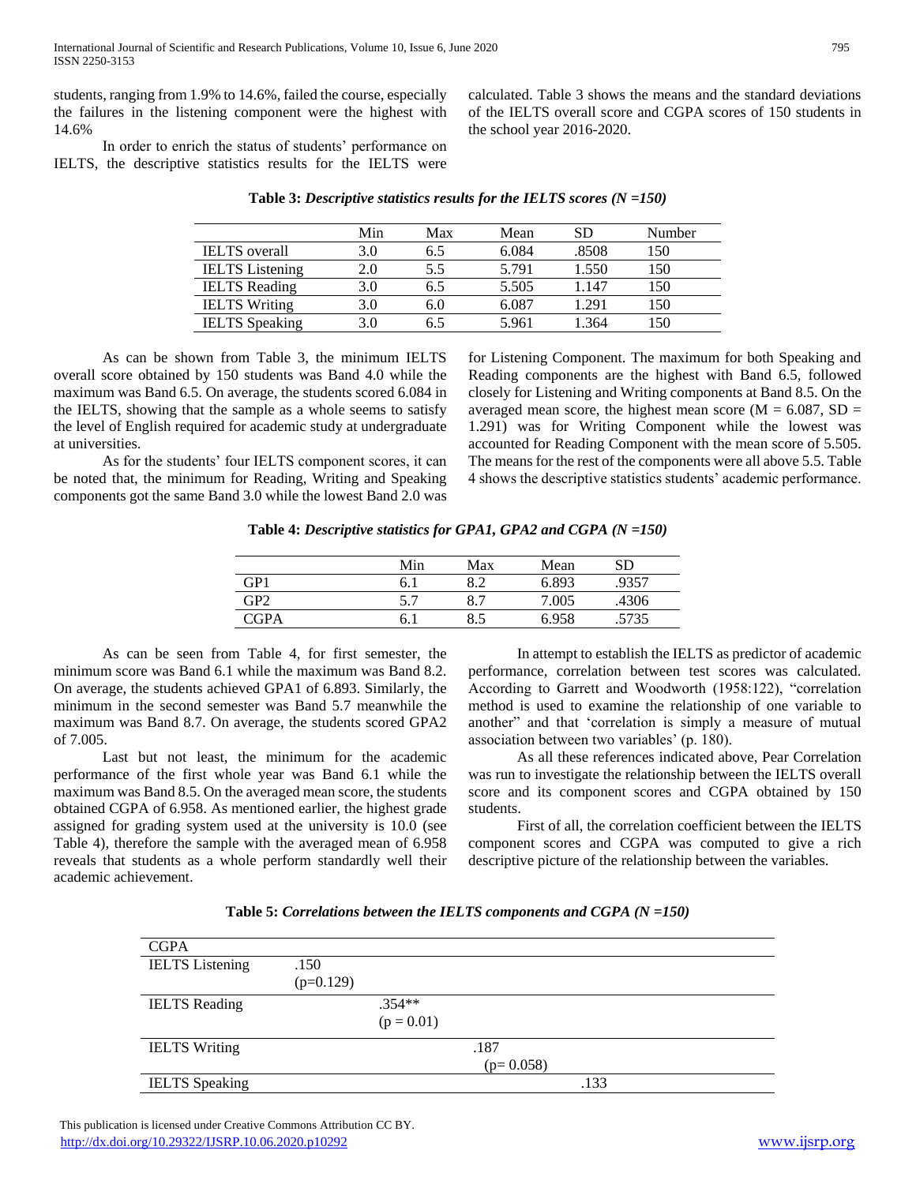students, ranging from 1.9% to 14.6%, failed the course, especially the failures in the listening component were the highest with 14.6%

In order to enrich the status of students' performance on IELTS, the descriptive statistics results for the IELTS were calculated. Table 3 shows the means and the standard deviations of the IELTS overall score and CGPA scores of 150 students in the school year 2016-2020.

**Table 3:** ***Descriptive statistics results for the IELTS scores (N =150)***

| | Min | Max | Mean | SD | Number |
|---|---|---|---|---|---|
| IELTS overall | 3.0 | 6.5 | 6.084 | .8508 | 150 |
| IELTS Listening | 2.0 | 5.5 | 5.791 | 1.550 | 150 |
| IELTS Reading | 3.0 | 6.5 | 5.505 | 1.147 | 150 |
| IELTS Writing | 3.0 | 6.0 | 6.087 | 1.291 | 150 |
| IELTS Speaking | 3.0 | 6.5 | 5.961 | 1.364 | 150 |

As can be shown from Table 3, the minimum IELTS overall score obtained by 150 students was Band 4.0 while the maximum was Band 6.5. On average, the students scored 6.084 in the IELTS, showing that the sample as a whole seems to satisfy the level of English required for academic study at undergraduate at universities.

As for the students' four IELTS component scores, it can be noted that, the minimum for Reading, Writing and Speaking components got the same Band 3.0 while the lowest Band 2.0 was for Listening Component. The maximum for both Speaking and Reading components are the highest with Band 6.5, followed closely for Listening and Writing components at Band 8.5. On the averaged mean score, the highest mean score (M = 6.087, SD = 1.291) was for Writing Component while the lowest was accounted for Reading Component with the mean score of 5.505. The means for the rest of the components were all above 5.5. Table 4 shows the descriptive statistics students' academic performance.

**Table 4:** ***Descriptive statistics for GPA1, GPA2 and CGPA (N =150)***

| | Min | Max | Mean | SD |
|---|---|---|---|---|
| GP1 | 6.1 | 8.2 | 6.893 | .9357 |
| GP2 | 5.7 | 8.7 | 7.005 | .4306 |
| CGPA | 6.1 | 8.5 | 6.958 | .5735 |

As can be seen from Table 4, for first semester, the minimum score was Band 6.1 while the maximum was Band 8.2. On average, the students achieved GPA1 of 6.893. Similarly, the minimum in the second semester was Band 5.7 meanwhile the maximum was Band 8.7. On average, the students scored GPA2 of 7.005.

Last but not least, the minimum for the academic performance of the first whole year was Band 6.1 while the maximum was Band 8.5. On the averaged mean score, the students obtained CGPA of 6.958. As mentioned earlier, the highest grade assigned for grading system used at the university is 10.0 (see Table 4), therefore the sample with the averaged mean of 6.958 reveals that students as a whole perform standardly well their academic achievement.

In attempt to establish the IELTS as predictor of academic performance, correlation between test scores was calculated. According to Garrett and Woodworth (1958:122), "correlation method is used to examine the relationship of one variable to another" and that 'correlation is simply a measure of mutual association between two variables' (p. 180).

As all these references indicated above, Pear Correlation was run to investigate the relationship between the IELTS overall score and its component scores and CGPA obtained by 150 students.

First of all, the correlation coefficient between the IELTS component scores and CGPA was computed to give a rich descriptive picture of the relationship between the variables.

**Table 5:** ***Correlations between the IELTS components and CGPA (N =150)***

| CGPA | | | | |
|---|---|---|---|---|
| IELTS Listening | .150 (p=0.129) | | | |
| IELTS Reading | | .354** (p = 0.01) | | |
| IELTS Writing | | | .187 (p= 0.058) | |
| IELTS Speaking | | | | .133 |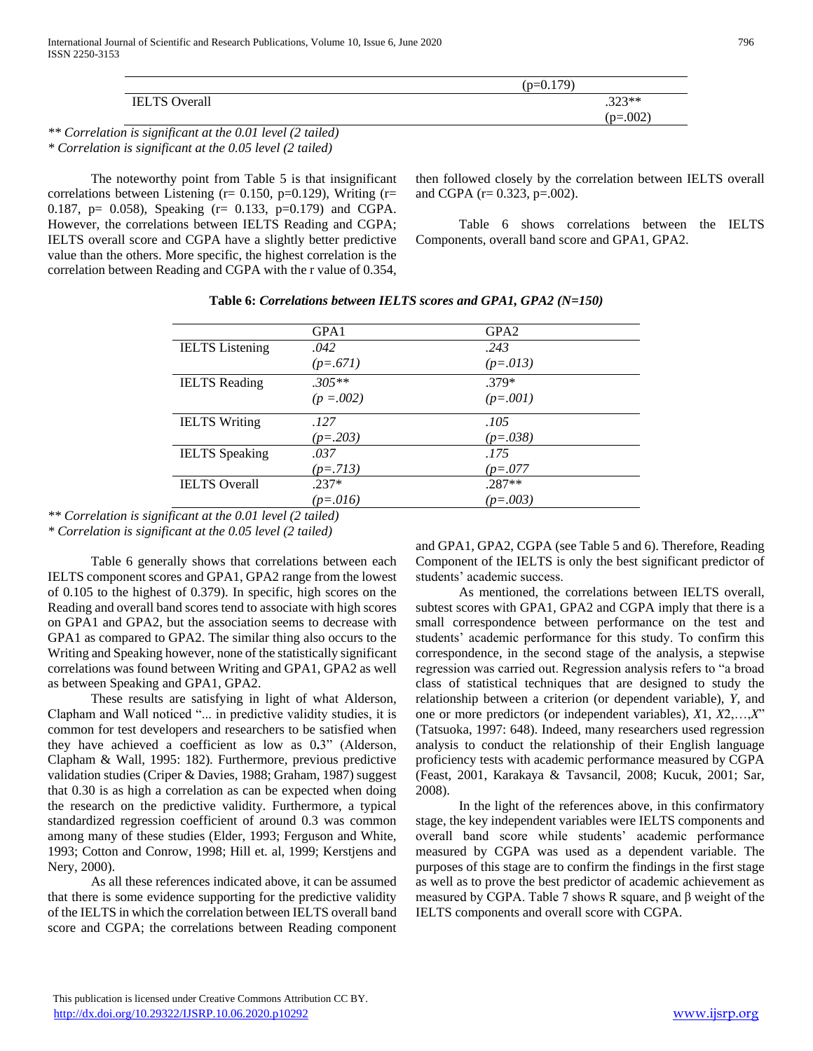| | |
|---|---|
| | (p=0.179) |
| IELTS Overall | .323** (p=.002) |

*\*\* Correlation is significant at the 0.01 level (2 tailed)*
*\* Correlation is significant at the 0.05 level (2 tailed)*

The noteworthy point from Table 5 is that insignificant correlations between Listening (r= 0.150, p=0.129), Writing (r= 0.187, p= 0.058), Speaking (r= 0.133, p=0.179) and CGPA. However, the correlations between IELTS Reading and CGPA; IELTS overall score and CGPA have a slightly better predictive value than the others. More specific, the highest correlation is the correlation between Reading and CGPA with the r value of 0.354, then followed closely by the correlation between IELTS overall and CGPA (r= 0.323, p=.002).

Table 6 shows correlations between the IELTS Components, overall band score and GPA1, GPA2.

**Table 6: *Correlations between IELTS scores and GPA1, GPA2 (N=150)***

| | GPA1 | GPA2 |
|---|---|---|
| IELTS Listening | *.042* *(p=.671)* | *.243* *(p=.013)* |
| IELTS Reading | *.305\*\** *(p =.002)* | .379* *(p=.001)* |
| IELTS Writing | *.127* *(p=.203)* | *.105* *(p=.038)* |
| IELTS Speaking | *.037* *(p=.713)* | *.175* *(p=.077* |
| IELTS Overall | .237* *(p=.016)* | .287** *(p=.003)* |

*\*\* Correlation is significant at the 0.01 level (2 tailed)*
*\* Correlation is significant at the 0.05 level (2 tailed)*

Table 6 generally shows that correlations between each IELTS component scores and GPA1, GPA2 range from the lowest of 0.105 to the highest of 0.379). In specific, high scores on the Reading and overall band scores tend to associate with high scores on GPA1 and GPA2, but the association seems to decrease with GPA1 as compared to GPA2. The similar thing also occurs to the Writing and Speaking however, none of the statistically significant correlations was found between Writing and GPA1, GPA2 as well as between Speaking and GPA1, GPA2.

These results are satisfying in light of what Alderson, Clapham and Wall noticed "... in predictive validity studies, it is common for test developers and researchers to be satisfied when they have achieved a coefficient as low as 0**.**3" (Alderson, Clapham & Wall, 1995: 182). Furthermore, previous predictive validation studies (Criper & Davies, 1988; Graham, 1987) suggest that 0.30 is as high a correlation as can be expected when doing the research on the predictive validity. Furthermore, a typical standardized regression coefficient of around 0.3 was common among many of these studies (Elder, 1993; Ferguson and White, 1993; Cotton and Conrow, 1998; Hill et. al, 1999; Kerstjens and Nery, 2000).

As all these references indicated above, it can be assumed that there is some evidence supporting for the predictive validity of the IELTS in which the correlation between IELTS overall band score and CGPA; the correlations between Reading component and GPA1, GPA2, CGPA (see Table 5 and 6). Therefore, Reading Component of the IELTS is only the best significant predictor of students' academic success.

As mentioned, the correlations between IELTS overall, subtest scores with GPA1, GPA2 and CGPA imply that there is a small correspondence between performance on the test and students' academic performance for this study. To confirm this correspondence, in the second stage of the analysis, a stepwise regression was carried out. Regression analysis refers to "a broad class of statistical techniques that are designed to study the relationship between a criterion (or dependent variable), $Y$, and one or more predictors (or independent variables), $X1$, $X2$,…,$X$" (Tatsuoka, 1997: 648). Indeed, many researchers used regression analysis to conduct the relationship of their English language proficiency tests with academic performance measured by CGPA (Feast, 2001, Karakaya & Tavsancil, 2008; Kucuk, 2001; Sar, 2008).

In the light of the references above, in this confirmatory stage, the key independent variables were IELTS components and overall band score while students' academic performance measured by CGPA was used as a dependent variable. The purposes of this stage are to confirm the findings in the first stage as well as to prove the best predictor of academic achievement as measured by CGPA. Table 7 shows R square, and β weight of the IELTS components and overall score with CGPA.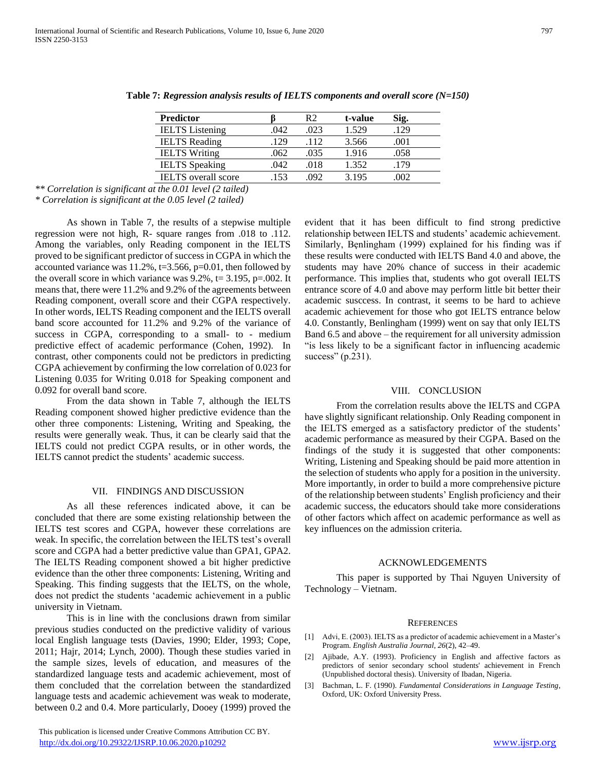**Table 7:** ***Regression analysis results of IELTS components and overall score (N=150)***

| Predictor | β | R2 | t-value | Sig. |
|---|---|---|---|---|
| IELTS Listening | .042 | .023 | 1.529 | .129 |
| IELTS Reading | .129 | .112 | 3.566 | .001 |
| IELTS Writing | .062 | .035 | 1.916 | .058 |
| IELTS Speaking | .042 | .018 | 1.352 | .179 |
| IELTS overall score | .153 | .092 | 3.195 | .002 |

*\*\* Correlation is significant at the 0.01 level (2 tailed)*
*\* Correlation is significant at the 0.05 level (2 tailed)*

As shown in Table 7, the results of a stepwise multiple regression were not high, R- square ranges from .018 to .112. Among the variables, only Reading component in the IELTS proved to be significant predictor of success in CGPA in which the accounted variance was 11.2%, t=3.566, p=0.01, then followed by the overall score in which variance was 9.2%, t= 3.195, p=.002. It means that, there were 11.2% and 9.2% of the agreements between Reading component, overall score and their CGPA respectively. In other words, IELTS Reading component and the IELTS overall band score accounted for 11.2% and 9.2% of the variance of success in CGPA, corresponding to a small- to - medium predictive effect of academic performance (Cohen, 1992). In contrast, other components could not be predictors in predicting CGPA achievement by confirming the low correlation of 0.023 for Listening 0.035 for Writing 0.018 for Speaking component and 0.092 for overall band score.

From the data shown in Table 7, although the IELTS Reading component showed higher predictive evidence than the other three components: Listening, Writing and Speaking, the results were generally weak. Thus, it can be clearly said that the IELTS could not predict CGPA results, or in other words, the IELTS cannot predict the students' academic success.

## VII. Findings and Discussion

As all these references indicated above, it can be concluded that there are some existing relationship between the IELTS test scores and CGPA, however these correlations are weak. In specific, the correlation between the IELTS test's overall score and CGPA had a better predictive value than GPA1, GPA2. The IELTS Reading component showed a bit higher predictive evidence than the other three components: Listening, Writing and Speaking. This finding suggests that the IELTS, on the whole, does not predict the students 'academic achievement in a public university in Vietnam.

This is in line with the conclusions drawn from similar previous studies conducted on the predictive validity of various local English language tests (Davies, 1990; Elder, 1993; Cope, 2011; Hajr, 2014; Lynch, 2000). Though these studies varied in the sample sizes, levels of education, and measures of the standardized language tests and academic achievement, most of them concluded that the correlation between the standardized language tests and academic achievement was weak to moderate, between 0.2 and 0.4. More particularly, Dooey (1999) proved the evident that it has been difficult to find strong predictive relationship between IELTS and students' academic achievement. Similarly, Bẹnlingham (1999) explained for his finding was if these results were conducted with IELTS Band 4.0 and above, the students may have 20% chance of success in their academic performance. This implies that, students who got overall IELTS entrance score of 4.0 and above may perform little bit better their academic susccess. In contrast, it seems to be hard to achieve academic achievement for those who got IELTS entrance below 4.0. Constantly, Benlingham (1999) went on say that only IELTS Band 6.5 and above – the requirement for all university admission "is less likely to be a significant factor in influencing academic success" (p.231).

## VIII. Conclusion

From the correlation results above the IELTS and CGPA have slightly significant relationship. Only Reading component in the IELTS emerged as a satisfactory predictor of the students' academic performance as measured by their CGPA. Based on the findings of the study it is suggested that other components: Writing, Listening and Speaking should be paid more attention in the selection of students who apply for a position in the university. More importantly, in order to build a more comprehensive picture of the relationship between students' English proficiency and their academic success, the educators should take more considerations of other factors which affect on academic performance as well as key influences on the admission criteria.

## Acknowledgements

This paper is supported by Thai Nguyen University of Technology – Vietnam.

## References

[1] Advi, E. (2003). IELTS as a predictor of academic achievement in a Master's Program. *English Australia Journal*, *26*(2), 42–49.

[2] Ajibade, A.Y. (1993). Proficiency in English and affective factors as predictors of senior secondary school students' achievement in French (Unpublished doctoral thesis). University of Ibadan, Nigeria.

[3] Bachman, L. F. (1990). *Fundamental Considerations in Language Testing*, Oxford, UK: Oxford University Press.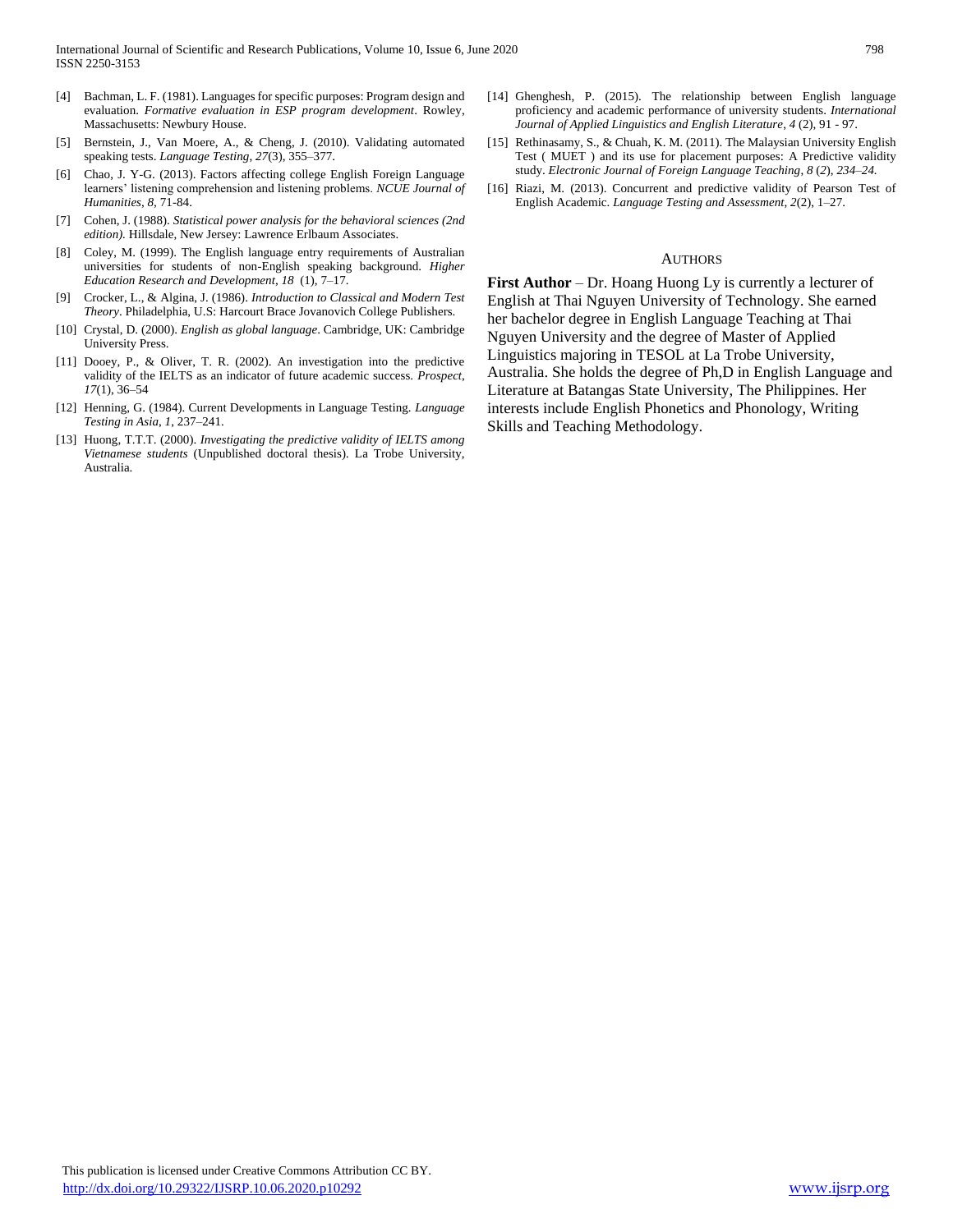[4] Bachman, L. F. (1981). Languages for specific purposes: Program design and evaluation. *Formative evaluation in ESP program development*. Rowley, Massachusetts: Newbury House.

[5] Bernstein, J., Van Moere, A., & Cheng, J. (2010). Validating automated speaking tests. *Language Testing*, *27*(3), 355–377.

[6] Chao, J. Y-G. (2013). Factors affecting college English Foreign Language learners' listening comprehension and listening problems. *NCUE Journal of Humanities, 8*, 71-84.

[7] Cohen, J. (1988). *Statistical power analysis for the behavioral sciences (2nd edition).* Hillsdale, New Jersey: Lawrence Erlbaum Associates.

[8] Coley, M. (1999). The English language entry requirements of Australian universities for students of non-English speaking background. *Higher Education Research and Development, 18* (1), 7–17.

[9] Crocker, L., & Algina, J. (1986). *Introduction to Classical and Modern Test Theory*. Philadelphia, U.S: Harcourt Brace Jovanovich College Publishers.

[10] Crystal, D. (2000). *English as global language*. Cambridge, UK: Cambridge University Press.

[11] Dooey, P., & Oliver, T. R. (2002). An investigation into the predictive validity of the IELTS as an indicator of future academic success. *Prospect, 17*(1), 36–54

[12] Henning, G. (1984). Current Developments in Language Testing. *Language Testing in Asia, 1*, 237–241.

[13] Huong, T.T.T. (2000). *Investigating the predictive validity of IELTS among Vietnamese students* (Unpublished doctoral thesis). La Trobe University, Australia.

[14] Ghenghesh, P. (2015). The relationship between English language proficiency and academic performance of university students. *International Journal of Applied Linguistics and English Literature, 4* (2), 91 - 97.

[15] Rethinasamy, S., & Chuah, K. M. (2011). The Malaysian University English Test ( MUET ) and its use for placement purposes: A Predictive validity study. *Electronic Journal of Foreign Language Teaching, 8* (*2*), *234–24.*

[16] Riazi, M. (2013). Concurrent and predictive validity of Pearson Test of English Academic. *Language Testing and Assessment, 2*(2), 1–27.

## Authors

**First Author** – Dr. Hoang Huong Ly is currently a lecturer of English at Thai Nguyen University of Technology. She earned her bachelor degree in English Language Teaching at Thai Nguyen University and the degree of Master of Applied Linguistics majoring in TESOL at La Trobe University, Australia. She holds the degree of Ph,D in English Language and Literature at Batangas State University, The Philippines. Her interests include English Phonetics and Phonology, Writing Skills and Teaching Methodology.

This publication is licensed under Creative Commons Attribution CC BY.
http://dx.doi.org/10.29322/IJSRP.10.06.2020.p10292